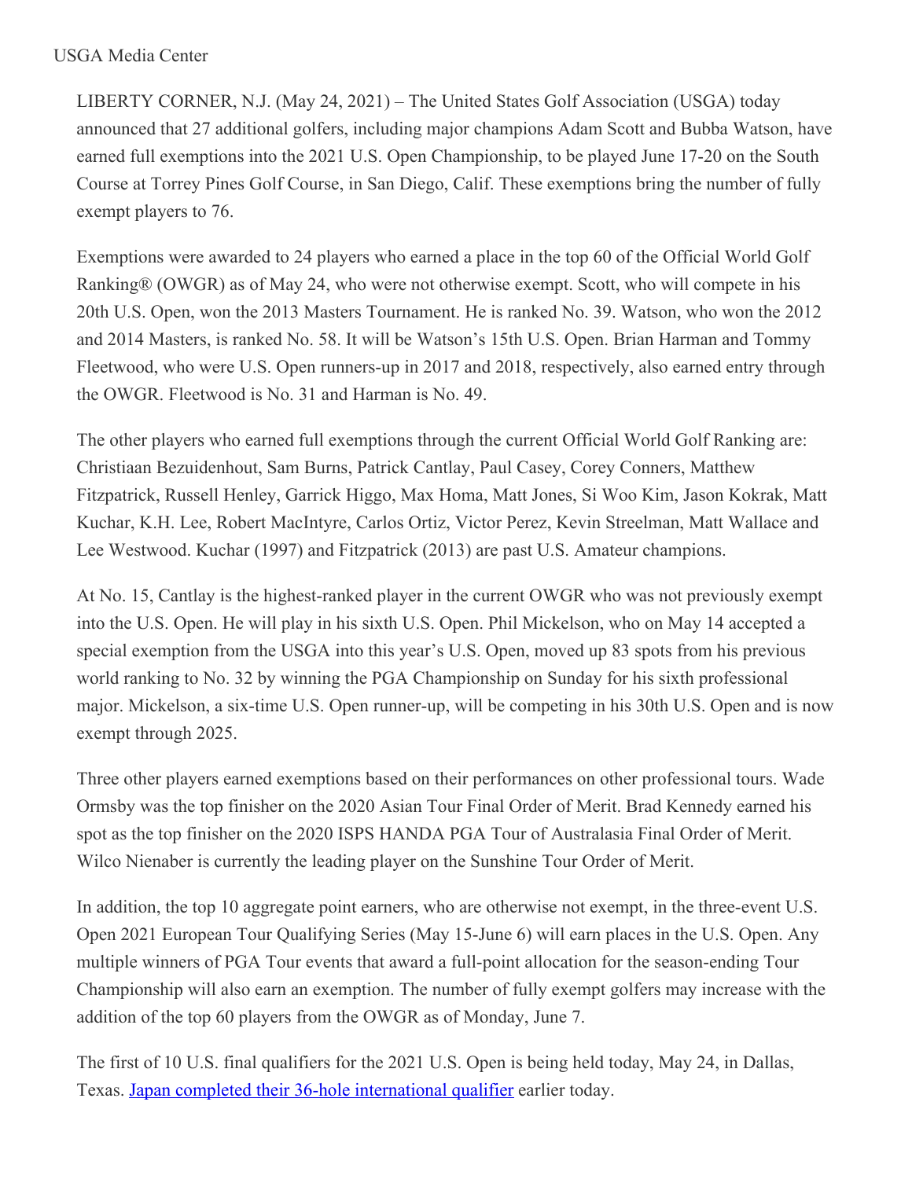USGA Media Center

LIBERTY CORNER, N.J. (May 24, 2021) – The United States Golf Association (USGA) today announced that 27 additional golfers, including major champions Adam Scott and Bubba Watson, have earned full exemptions into the 2021 U.S. Open Championship, to be played June 17-20 on the South Course at Torrey Pines Golf Course, in San Diego, Calif. These exemptions bring the number of fully exempt players to 76.

Exemptions were awarded to 24 players who earned a place in the top 60 of the Official World Golf Ranking® (OWGR) as of May 24, who were not otherwise exempt. Scott, who will compete in his 20th U.S. Open, won the 2013 Masters Tournament. He is ranked No. 39. Watson, who won the 2012 and 2014 Masters, is ranked No. 58. It will be Watson's 15th U.S. Open. Brian Harman and Tommy Fleetwood, who were U.S. Open runners-up in 2017 and 2018, respectively, also earned entry through the OWGR. Fleetwood is No. 31 and Harman is No. 49.

The other players who earned full exemptions through the current Official World Golf Ranking are: Christiaan Bezuidenhout, Sam Burns, Patrick Cantlay, Paul Casey, Corey Conners, Matthew Fitzpatrick, Russell Henley, Garrick Higgo, Max Homa, Matt Jones, Si Woo Kim, Jason Kokrak, Matt Kuchar, K.H. Lee, Robert MacIntyre, Carlos Ortiz, Victor Perez, Kevin Streelman, Matt Wallace and Lee Westwood. Kuchar (1997) and Fitzpatrick (2013) are past U.S. Amateur champions.

At No. 15, Cantlay is the highest-ranked player in the current OWGR who was not previously exempt into the U.S. Open. He will play in his sixth U.S. Open. Phil Mickelson, who on May 14 accepted a special exemption from the USGA into this year's U.S. Open, moved up 83 spots from his previous world ranking to No. 32 by winning the PGA Championship on Sunday for his sixth professional major. Mickelson, a six-time U.S. Open runner-up, will be competing in his 30th U.S. Open and is now exempt through 2025.

Three other players earned exemptions based on their performances on other professional tours. Wade Ormsby was the top finisher on the 2020 Asian Tour Final Order of Merit. Brad Kennedy earned his spot as the top finisher on the 2020 ISPS HANDA PGA Tour of Australasia Final Order of Merit. Wilco Nienaber is currently the leading player on the Sunshine Tour Order of Merit.

In addition, the top 10 aggregate point earners, who are otherwise not exempt, in the three-event U.S. Open 2021 European Tour Qualifying Series (May 15-June 6) will earn places in the U.S. Open. Any multiple winners of PGA Tour events that award a full-point allocation for the season-ending Tour Championship will also earn an exemption. The number of fully exempt golfers may increase with the addition of the top 60 players from the OWGR as of Monday, June 7.

The first of 10 U.S. final qualifiers for the 2021 U.S. Open is being held today, May 24, in Dallas, Texas. Japan completed their 36-hole international qualifier earlier today.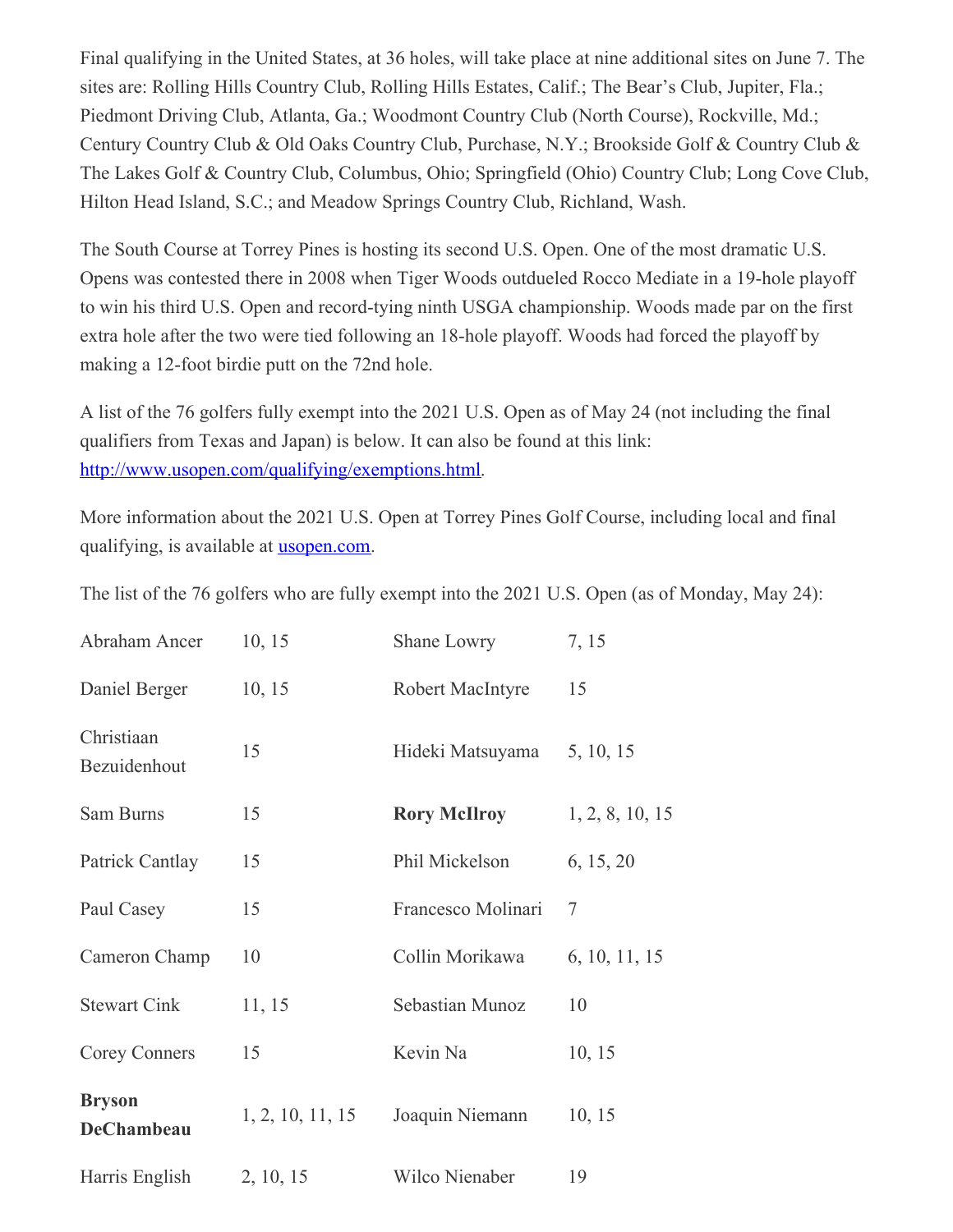Final qualifying in the United States, at 36 holes, will take place at nine additional sites on June 7. The sites are: Rolling Hills Country Club, Rolling Hills Estates, Calif.; The Bear's Club, Jupiter, Fla.; Piedmont Driving Club, Atlanta, Ga.; Woodmont Country Club (North Course), Rockville, Md.; Century Country Club & Old Oaks Country Club, Purchase, N.Y.; Brookside Golf & Country Club & The Lakes Golf & Country Club, Columbus, Ohio; Springfield (Ohio) Country Club; Long Cove Club, Hilton Head Island, S.C.; and Meadow Springs Country Club, Richland, Wash.

The South Course at Torrey Pines is hosting its second U.S. Open. One of the most dramatic U.S. Opens was contested there in 2008 when Tiger Woods outdueled Rocco Mediate in a 19-hole playoff to win his third U.S. Open and record-tying ninth USGA championship. Woods made par on the first extra hole after the two were tied following an 18-hole playoff. Woods had forced the playoff by making a 12-foot birdie putt on the 72nd hole.

A list of the 76 golfers fully exempt into the 2021 U.S. Open as of May 24 (not including the final qualifiers from Texas and Japan) is below. It can also be found at this link: [http://www.usopen.com/qualifying/exemptions.html](http://www.usopen.com/qualifying/exemptions.html).

More information about the 2021 U.S. Open at Torrey Pines Golf Course, including local and final qualifying, is available at [usopen.com](usopen.com).

The list of the 76 golfers who are fully exempt into the 2021 U.S. Open (as of Monday, May 24):

| | | | |
|---|---|---|---|
| Abraham Ancer | 10, 15 | Shane Lowry | 7, 15 |
| Daniel Berger | 10, 15 | Robert MacIntyre | 15 |
| Christiaan Bezuidenhout | 15 | Hideki Matsuyama | 5, 10, 15 |
| Sam Burns | 15 | **Rory McIlroy** | 1, 2, 8, 10, 15 |
| Patrick Cantlay | 15 | Phil Mickelson | 6, 15, 20 |
| Paul Casey | 15 | Francesco Molinari | 7 |
| Cameron Champ | 10 | Collin Morikawa | 6, 10, 11, 15 |
| Stewart Cink | 11, 15 | Sebastian Munoz | 10 |
| Corey Conners | 15 | Kevin Na | 10, 15 |
| **Bryson DeChambeau** | 1, 2, 10, 11, 15 | Joaquin Niemann | 10, 15 |
| Harris English | 2, 10, 15 | Wilco Nienaber | 19 |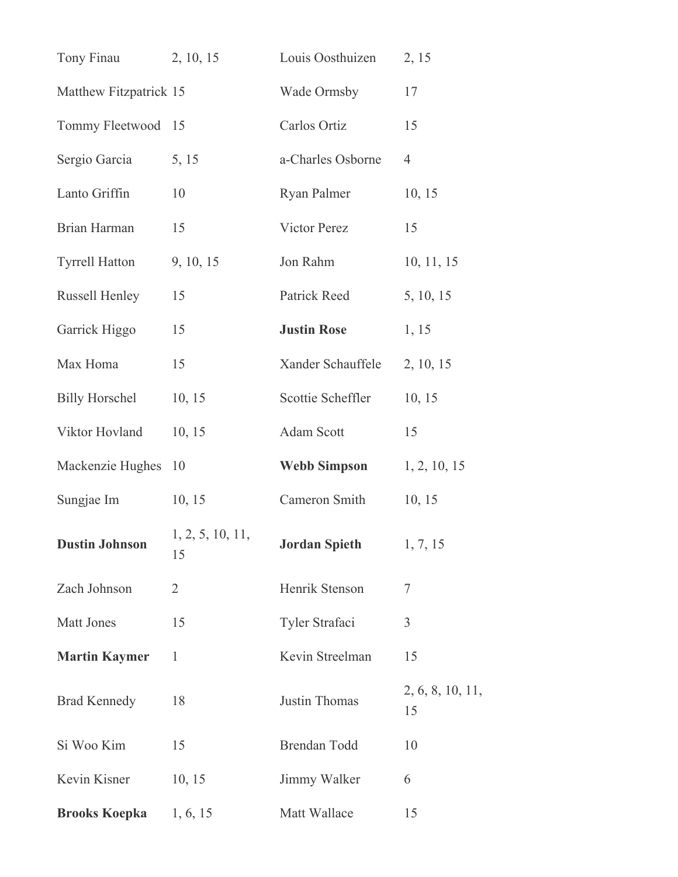| | | | |
|---|---|---|---|
| Tony Finau | 2, 10, 15 | Louis Oosthuizen | 2, 15 |
| Matthew Fitzpatrick | 15 | Wade Ormsby | 17 |
| Tommy Fleetwood | 15 | Carlos Ortiz | 15 |
| Sergio Garcia | 5, 15 | a-Charles Osborne | 4 |
| Lanto Griffin | 10 | Ryan Palmer | 10, 15 |
| Brian Harman | 15 | Victor Perez | 15 |
| Tyrrell Hatton | 9, 10, 15 | Jon Rahm | 10, 11, 15 |
| Russell Henley | 15 | Patrick Reed | 5, 10, 15 |
| Garrick Higgo | 15 | **Justin Rose** | 1, 15 |
| Max Homa | 15 | Xander Schauffele | 2, 10, 15 |
| Billy Horschel | 10, 15 | Scottie Scheffler | 10, 15 |
| Viktor Hovland | 10, 15 | Adam Scott | 15 |
| Mackenzie Hughes | 10 | **Webb Simpson** | 1, 2, 10, 15 |
| Sungjae Im | 10, 15 | Cameron Smith | 10, 15 |
| **Dustin Johnson** | 1, 2, 5, 10, 11, 15 | **Jordan Spieth** | 1, 7, 15 |
| Zach Johnson | 2 | Henrik Stenson | 7 |
| Matt Jones | 15 | Tyler Strafaci | 3 |
| **Martin Kaymer** | 1 | Kevin Streelman | 15 |
| Brad Kennedy | 18 | Justin Thomas | 2, 6, 8, 10, 11, 15 |
| Si Woo Kim | 15 | Brendan Todd | 10 |
| Kevin Kisner | 10, 15 | Jimmy Walker | 6 |
| **Brooks Koepka** | 1, 6, 15 | Matt Wallace | 15 |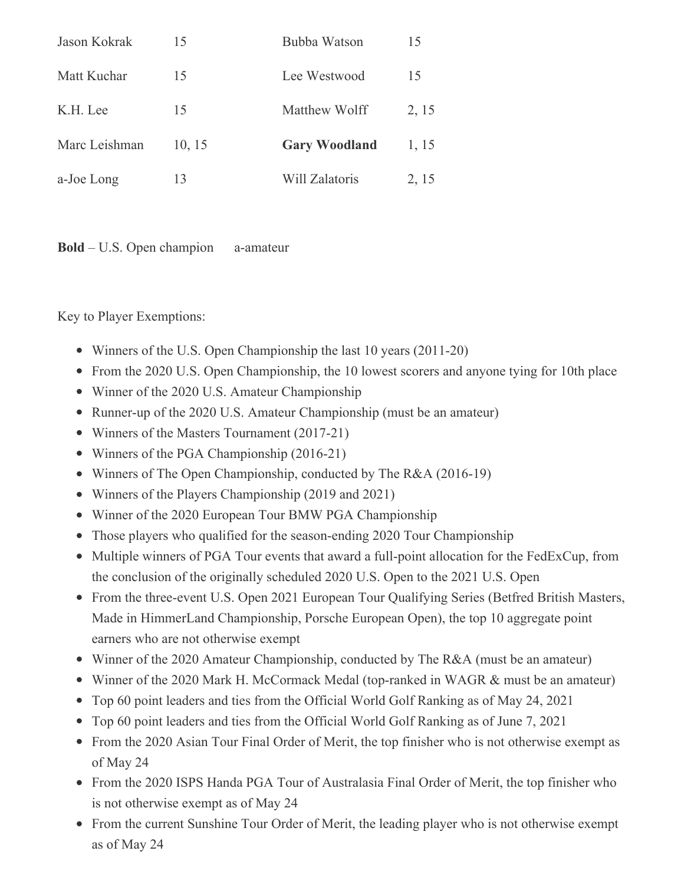| | | | |
|---|---|---|---|
| Jason Kokrak | 15 | Bubba Watson | 15 |
| Matt Kuchar | 15 | Lee Westwood | 15 |
| K.H. Lee | 15 | Matthew Wolff | 2, 15 |
| Marc Leishman | 10, 15 | **Gary Woodland** | 1, 15 |
| a-Joe Long | 13 | Will Zalatoris | 2, 15 |

**Bold** – U.S. Open champion a-amateur

Key to Player Exemptions:

- Winners of the U.S. Open Championship the last 10 years (2011-20)
- From the 2020 U.S. Open Championship, the 10 lowest scorers and anyone tying for 10th place
- Winner of the 2020 U.S. Amateur Championship
- Runner-up of the 2020 U.S. Amateur Championship (must be an amateur)
- Winners of the Masters Tournament (2017-21)
- Winners of the PGA Championship (2016-21)
- Winners of The Open Championship, conducted by The R&A (2016-19)
- Winners of the Players Championship (2019 and 2021)
- Winner of the 2020 European Tour BMW PGA Championship
- Those players who qualified for the season-ending 2020 Tour Championship
- Multiple winners of PGA Tour events that award a full-point allocation for the FedExCup, from the conclusion of the originally scheduled 2020 U.S. Open to the 2021 U.S. Open
- From the three-event U.S. Open 2021 European Tour Qualifying Series (Betfred British Masters, Made in HimmerLand Championship, Porsche European Open), the top 10 aggregate point earners who are not otherwise exempt
- Winner of the 2020 Amateur Championship, conducted by The R&A (must be an amateur)
- Winner of the 2020 Mark H. McCormack Medal (top-ranked in WAGR & must be an amateur)
- Top 60 point leaders and ties from the Official World Golf Ranking as of May 24, 2021
- Top 60 point leaders and ties from the Official World Golf Ranking as of June 7, 2021
- From the 2020 Asian Tour Final Order of Merit, the top finisher who is not otherwise exempt as of May 24
- From the 2020 ISPS Handa PGA Tour of Australasia Final Order of Merit, the top finisher who is not otherwise exempt as of May 24
- From the current Sunshine Tour Order of Merit, the leading player who is not otherwise exempt as of May 24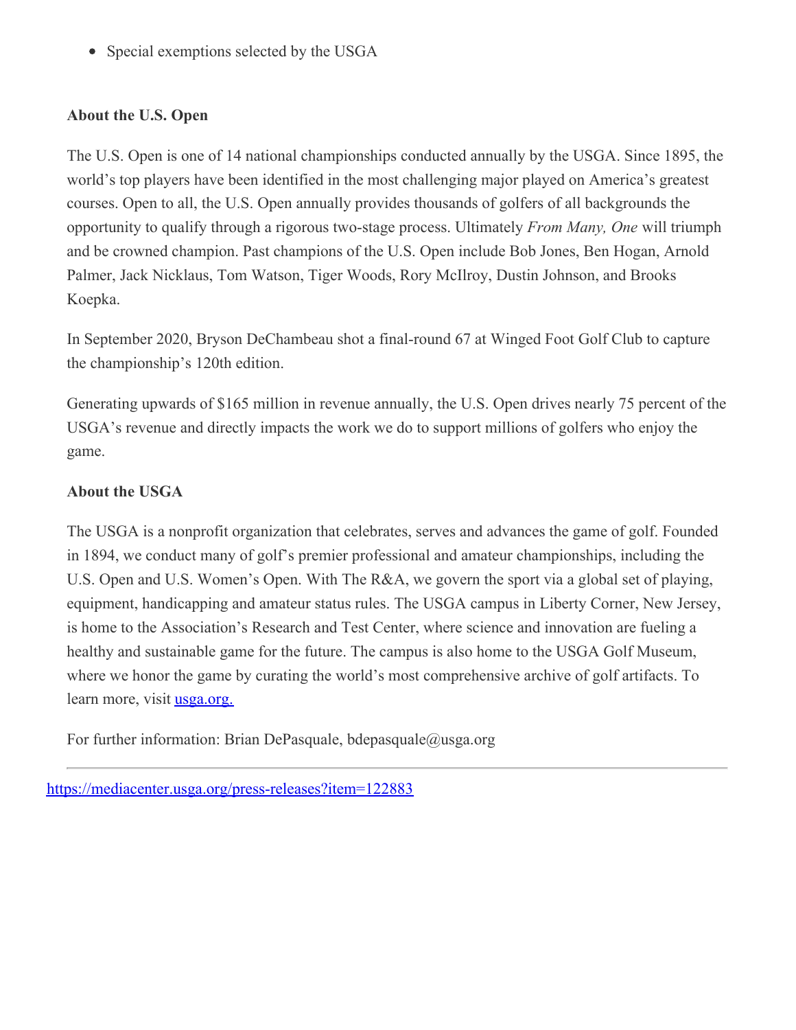- Special exemptions selected by the USGA

**About the U.S. Open**

The U.S. Open is one of 14 national championships conducted annually by the USGA. Since 1895, the world's top players have been identified in the most challenging major played on America's greatest courses. Open to all, the U.S. Open annually provides thousands of golfers of all backgrounds the opportunity to qualify through a rigorous two-stage process. Ultimately *From Many, One* will triumph and be crowned champion. Past champions of the U.S. Open include Bob Jones, Ben Hogan, Arnold Palmer, Jack Nicklaus, Tom Watson, Tiger Woods, Rory McIlroy, Dustin Johnson, and Brooks Koepka.

In September 2020, Bryson DeChambeau shot a final-round 67 at Winged Foot Golf Club to capture the championship's 120th edition.

Generating upwards of $165 million in revenue annually, the U.S. Open drives nearly 75 percent of the USGA's revenue and directly impacts the work we do to support millions of golfers who enjoy the game.

**About the USGA**

The USGA is a nonprofit organization that celebrates, serves and advances the game of golf. Founded in 1894, we conduct many of golf's premier professional and amateur championships, including the U.S. Open and U.S. Women's Open. With The R&A, we govern the sport via a global set of playing, equipment, handicapping and amateur status rules. The USGA campus in Liberty Corner, New Jersey, is home to the Association's Research and Test Center, where science and innovation are fueling a healthy and sustainable game for the future. The campus is also home to the USGA Golf Museum, where we honor the game by curating the world's most comprehensive archive of golf artifacts. To learn more, visit [usga.org.](https://usga.org)

For further information: Brian DePasquale, bdepasquale@usga.org

---

https://mediacenter.usga.org/press-releases?item=122883